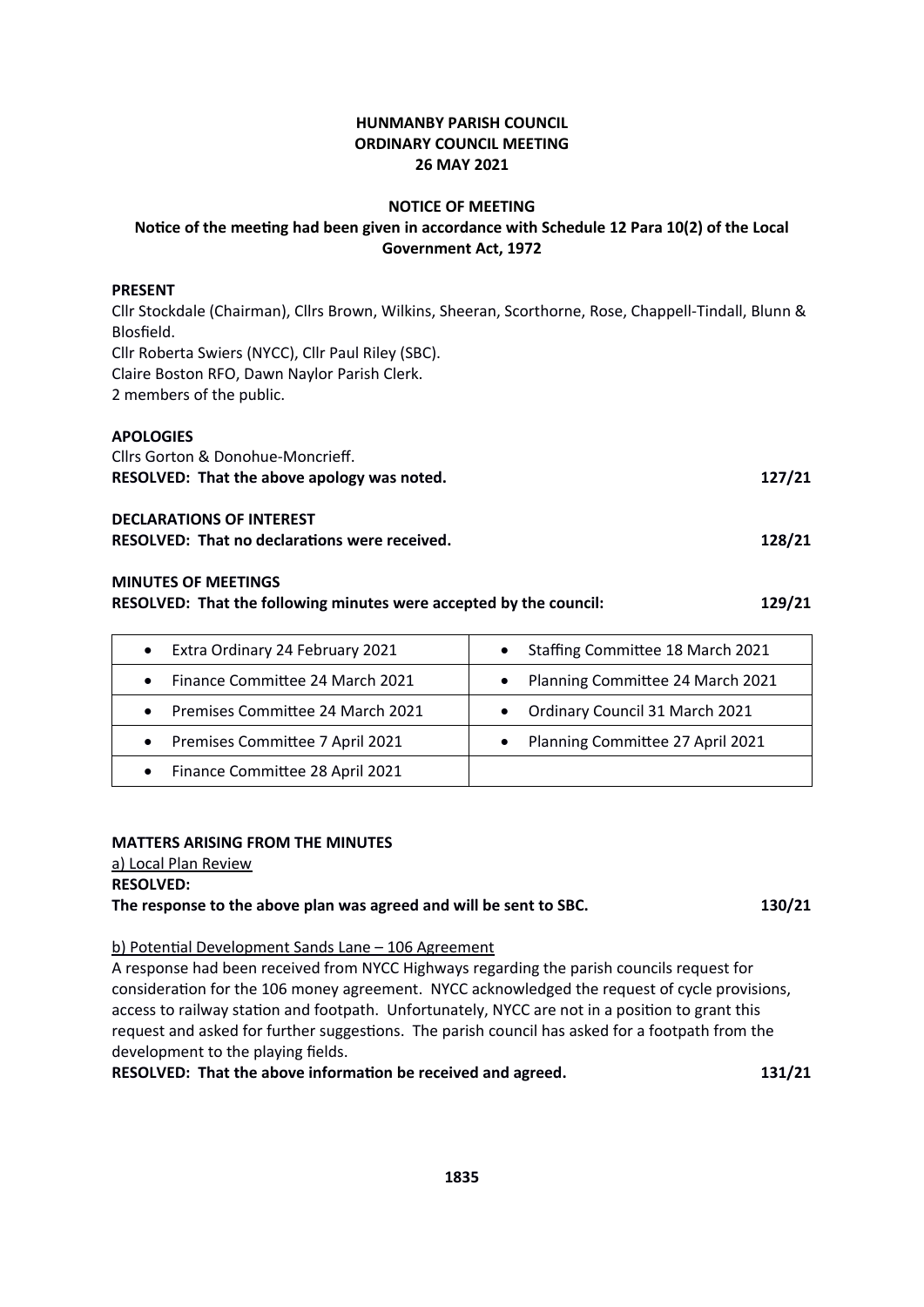**HUNMANBY PARISH COUNCIL**
**ORDINARY COUNCIL MEETING**
**26 MAY 2021**

**NOTICE OF MEETING**
**Notice of the meeting had been given in accordance with Schedule 12 Para 10(2) of the Local Government Act, 1972**

**PRESENT**

Cllr Stockdale (Chairman), Cllrs Brown, Wilkins, Sheeran, Scorthorne, Rose, Chappell-Tindall, Blunn & Blosfield.
Cllr Roberta Swiers (NYCC), Cllr Paul Riley (SBC).
Claire Boston RFO, Dawn Naylor Parish Clerk.
2 members of the public.

**APOLOGIES**

Cllrs Gorton & Donohue-Moncrieff.
**RESOLVED: That the above apology was noted.** **127/21**

**DECLARATIONS OF INTEREST**
**RESOLVED: That no declarations were received.** **128/21**

**MINUTES OF MEETINGS**
**RESOLVED: That the following minutes were accepted by the council:** **129/21**

| | |
|---|---|
| • Extra Ordinary 24 February 2021 | • Staffing Committee 18 March 2021 |
| • Finance Committee 24 March 2021 | • Planning Committee 24 March 2021 |
| • Premises Committee 24 March 2021 | • Ordinary Council 31 March 2021 |
| • Premises Committee 7 April 2021 | • Planning Committee 27 April 2021 |
| • Finance Committee 28 April 2021 | |

**MATTERS ARISING FROM THE MINUTES**

a) Local Plan Review
**RESOLVED:**
**The response to the above plan was agreed and will be sent to SBC.** **130/21**

b) Potential Development Sands Lane – 106 Agreement

A response had been received from NYCC Highways regarding the parish councils request for consideration for the 106 money agreement. NYCC acknowledged the request of cycle provisions, access to railway station and footpath. Unfortunately, NYCC are not in a position to grant this request and asked for further suggestions. The parish council has asked for a footpath from the development to the playing fields.
**RESOLVED: That the above information be received and agreed.** **131/21**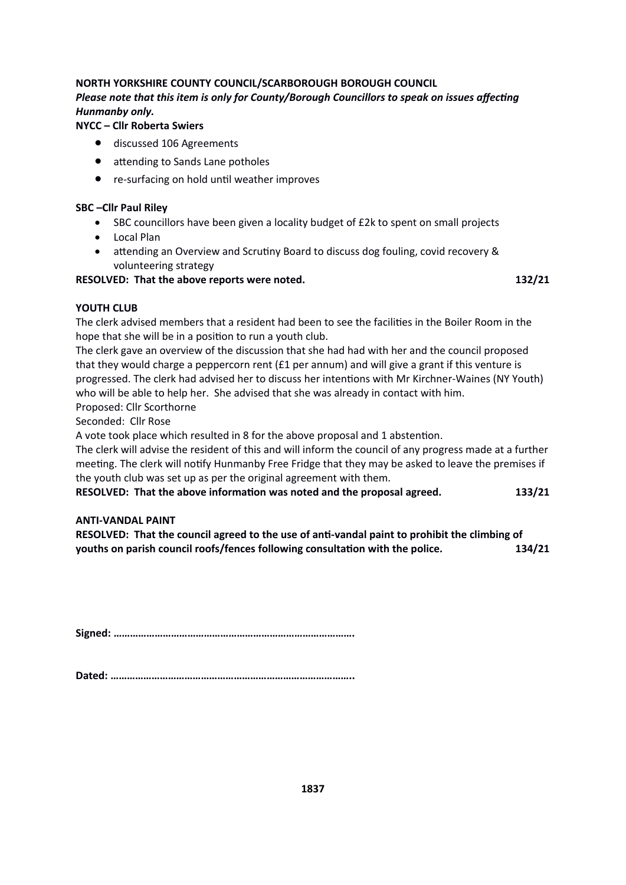**NORTH YORKSHIRE COUNTY COUNCIL/SCARBOROUGH BOROUGH COUNCIL**

***Please note that this item is only for County/Borough Councillors to speak on issues affecting Hunmanby only.***

**NYCC – Cllr Roberta Swiers**

- discussed 106 Agreements
- attending to Sands Lane potholes
- re-surfacing on hold until weather improves

**SBC –Cllr Paul Riley**

- SBC councillors have been given a locality budget of £2k to spent on small projects
- Local Plan
- attending an Overview and Scrutiny Board to discuss dog fouling, covid recovery & volunteering strategy

**RESOLVED: That the above reports were noted. 132/21**

**YOUTH CLUB**

The clerk advised members that a resident had been to see the facilities in the Boiler Room in the hope that she will be in a position to run a youth club.

The clerk gave an overview of the discussion that she had had with her and the council proposed that they would charge a peppercorn rent (£1 per annum) and will give a grant if this venture is progressed. The clerk had advised her to discuss her intentions with Mr Kirchner-Waines (NY Youth) who will be able to help her. She advised that she was already in contact with him.

Proposed: Cllr Scorthorne

Seconded: Cllr Rose

A vote took place which resulted in 8 for the above proposal and 1 abstention.

The clerk will advise the resident of this and will inform the council of any progress made at a further meeting. The clerk will notify Hunmanby Free Fridge that they may be asked to leave the premises if the youth club was set up as per the original agreement with them.

**RESOLVED: That the above information was noted and the proposal agreed. 133/21**

**ANTI-VANDAL PAINT**

**RESOLVED: That the council agreed to the use of anti-vandal paint to prohibit the climbing of youths on parish council roofs/fences following consultation with the police. 134/21**

**Signed: …………………………………………………………………………….**

**Dated: ……………………………………………………………………………..**